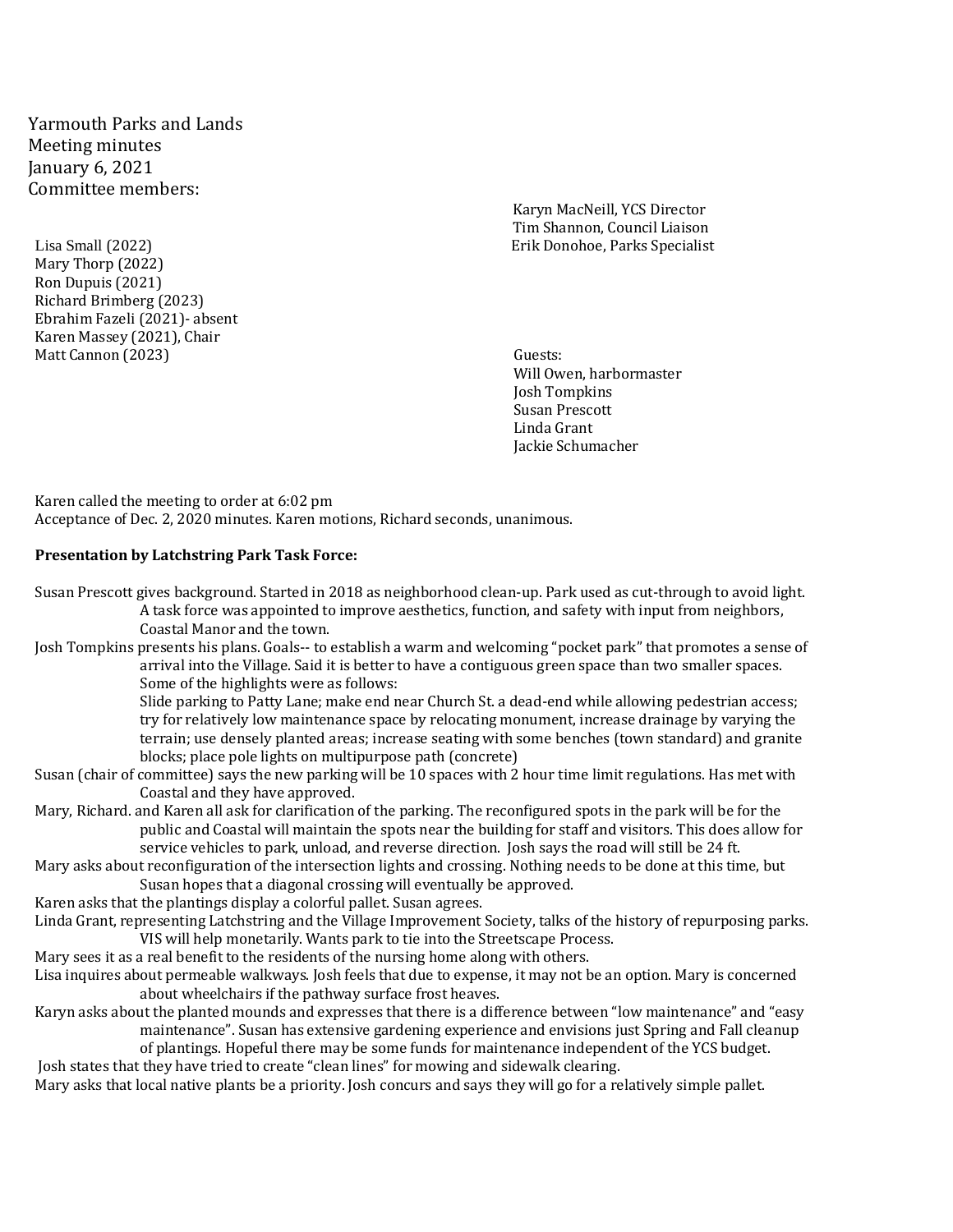Yarmouth Parks and Lands
Meeting minutes
January 6, 2021
Committee members:

Lisa Small (2022)
Mary Thorp (2022)
Ron Dupuis (2021)
Richard Brimberg (2023)
Ebrahim Fazeli (2021)- absent
Karen Massey (2021), Chair
Matt Cannon (2023)

Karyn MacNeill, YCS Director
Tim Shannon, Council Liaison
Erik Donohoe, Parks Specialist

Guests:
Will Owen, harbormaster
Josh Tompkins
Susan Prescott
Linda Grant
Jackie Schumacher

Karen called the meeting to order at 6:02 pm
Acceptance of Dec. 2, 2020 minutes. Karen motions, Richard seconds, unanimous.

**Presentation by Latchstring Park Task Force:**

Susan Prescott gives background. Started in 2018 as neighborhood clean-up. Park used as cut-through to avoid light. A task force was appointed to improve aesthetics, function, and safety with input from neighbors, Coastal Manor and the town.

Josh Tompkins presents his plans. Goals-- to establish a warm and welcoming "pocket park" that promotes a sense of arrival into the Village. Said it is better to have a contiguous green space than two smaller spaces. Some of the highlights were as follows:
Slide parking to Patty Lane; make end near Church St. a dead-end while allowing pedestrian access; try for relatively low maintenance space by relocating monument, increase drainage by varying the terrain; use densely planted areas; increase seating with some benches (town standard) and granite blocks; place pole lights on multipurpose path (concrete)

Susan (chair of committee) says the new parking will be 10 spaces with 2 hour time limit regulations. Has met with Coastal and they have approved.

Mary, Richard. and Karen all ask for clarification of the parking. The reconfigured spots in the park will be for the public and Coastal will maintain the spots near the building for staff and visitors. This does allow for service vehicles to park, unload, and reverse direction. Josh says the road will still be 24 ft.

Mary asks about reconfiguration of the intersection lights and crossing. Nothing needs to be done at this time, but Susan hopes that a diagonal crossing will eventually be approved.

Karen asks that the plantings display a colorful pallet. Susan agrees.

Linda Grant, representing Latchstring and the Village Improvement Society, talks of the history of repurposing parks. VIS will help monetarily. Wants park to tie into the Streetscape Process.

Mary sees it as a real benefit to the residents of the nursing home along with others.

Lisa inquires about permeable walkways. Josh feels that due to expense, it may not be an option. Mary is concerned about wheelchairs if the pathway surface frost heaves.

Karyn asks about the planted mounds and expresses that there is a difference between "low maintenance" and "easy maintenance". Susan has extensive gardening experience and envisions just Spring and Fall cleanup of plantings. Hopeful there may be some funds for maintenance independent of the YCS budget.

Josh states that they have tried to create "clean lines" for mowing and sidewalk clearing.

Mary asks that local native plants be a priority. Josh concurs and says they will go for a relatively simple pallet.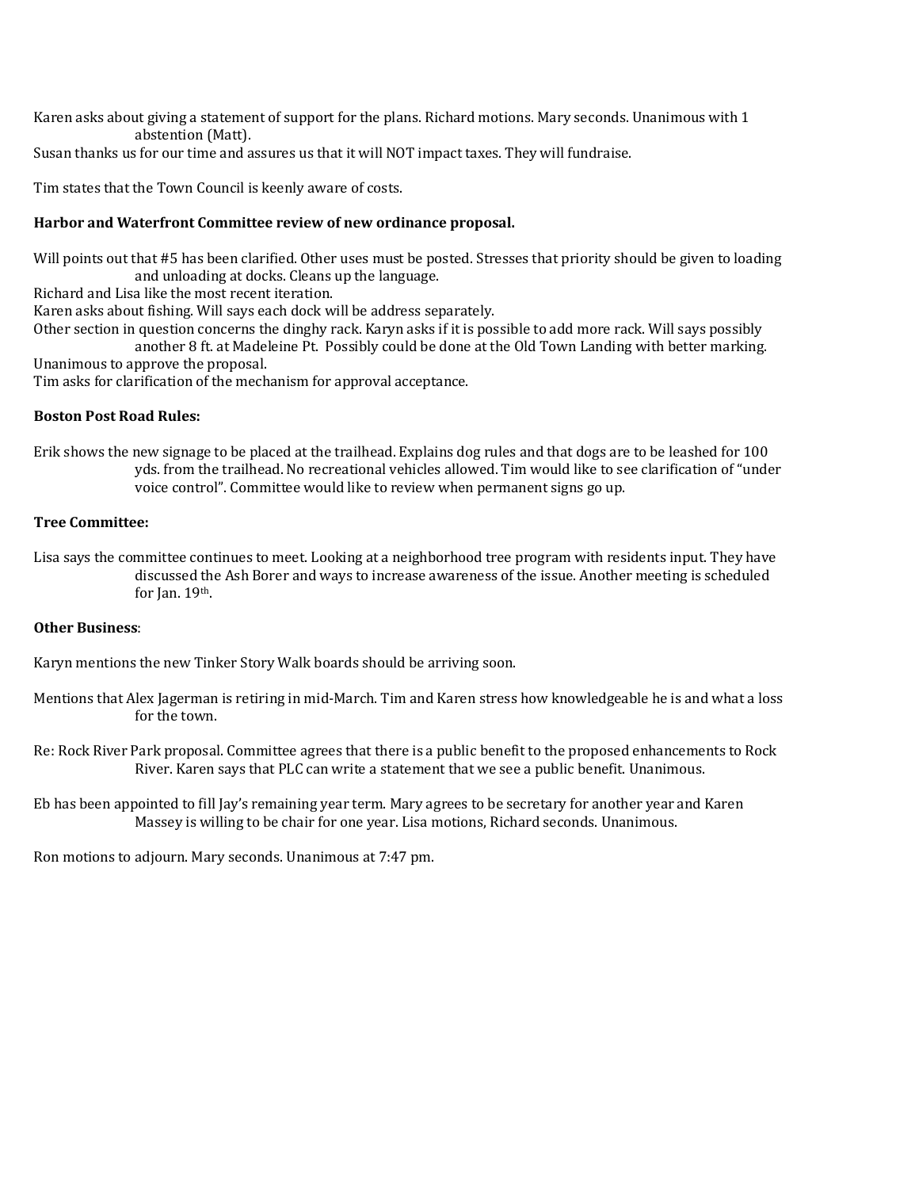Karen asks about giving a statement of support for the plans. Richard motions. Mary seconds. Unanimous with 1 abstention (Matt).

Susan thanks us for our time and assures us that it will NOT impact taxes. They will fundraise.

Tim states that the Town Council is keenly aware of costs.

**Harbor and Waterfront Committee review of new ordinance proposal.**

Will points out that #5 has been clarified. Other uses must be posted. Stresses that priority should be given to loading and unloading at docks. Cleans up the language.

Richard and Lisa like the most recent iteration.

Karen asks about fishing. Will says each dock will be address separately.

Other section in question concerns the dinghy rack. Karyn asks if it is possible to add more rack. Will says possibly another 8 ft. at Madeleine Pt. Possibly could be done at the Old Town Landing with better marking.

Unanimous to approve the proposal.

Tim asks for clarification of the mechanism for approval acceptance.

**Boston Post Road Rules:**

Erik shows the new signage to be placed at the trailhead. Explains dog rules and that dogs are to be leashed for 100 yds. from the trailhead. No recreational vehicles allowed. Tim would like to see clarification of "under voice control". Committee would like to review when permanent signs go up.

**Tree Committee:**

Lisa says the committee continues to meet. Looking at a neighborhood tree program with residents input. They have discussed the Ash Borer and ways to increase awareness of the issue. Another meeting is scheduled for Jan. 19th.

**Other Business**:

Karyn mentions the new Tinker Story Walk boards should be arriving soon.

Mentions that Alex Jagerman is retiring in mid-March. Tim and Karen stress how knowledgeable he is and what a loss for the town.

Re: Rock River Park proposal. Committee agrees that there is a public benefit to the proposed enhancements to Rock River. Karen says that PLC can write a statement that we see a public benefit. Unanimous.

Eb has been appointed to fill Jay's remaining year term. Mary agrees to be secretary for another year and Karen Massey is willing to be chair for one year. Lisa motions, Richard seconds. Unanimous.

Ron motions to adjourn. Mary seconds. Unanimous at 7:47 pm.